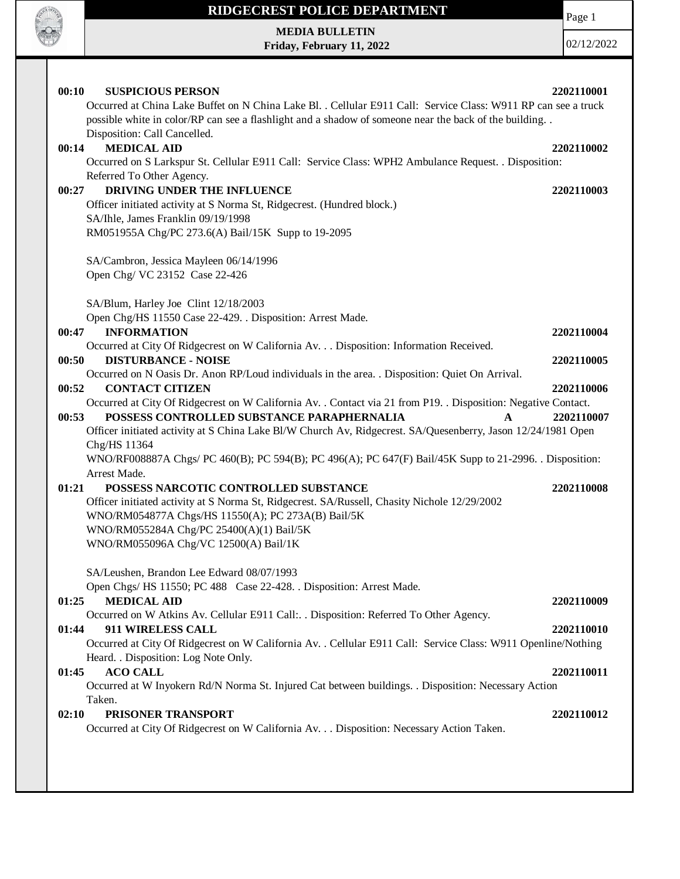# RIDGECREST POLICE DEPARTMENT

**MEDIA BULLETIN**
**Friday, February 11, 2022**

02/12/2022

**00:10 SUSPICIOUS PERSON** **2202110001**
Occurred at China Lake Buffet on N China Lake Bl. . Cellular E911 Call: Service Class: W911 RP can see a truck possible white in color/RP can see a flashlight and a shadow of someone near the back of the building. . Disposition: Call Cancelled.

**00:14 MEDICAL AID** **2202110002**
Occurred on S Larkspur St. Cellular E911 Call: Service Class: WPH2 Ambulance Request. . Disposition: Referred To Other Agency.

**00:27 DRIVING UNDER THE INFLUENCE** **2202110003**
Officer initiated activity at S Norma St, Ridgecrest. (Hundred block.)
SA/Ihle, James Franklin 09/19/1998
RM051955A Chg/PC 273.6(A) Bail/15K Supp to 19-2095

SA/Cambron, Jessica Mayleen 06/14/1996
Open Chg/ VC 23152 Case 22-426

SA/Blum, Harley Joe Clint 12/18/2003
Open Chg/HS 11550 Case 22-429. . Disposition: Arrest Made.

**00:47 INFORMATION** **2202110004**
Occurred at City Of Ridgecrest on W California Av. . . Disposition: Information Received.

**00:50 DISTURBANCE - NOISE** **2202110005**
Occurred on N Oasis Dr. Anon RP/Loud individuals in the area. . Disposition: Quiet On Arrival.

**00:52 CONTACT CITIZEN** **2202110006**
Occurred at City Of Ridgecrest on W California Av. . Contact via 21 from P19. . Disposition: Negative Contact.

**00:53 POSSESS CONTROLLED SUBSTANCE PARAPHERNALIA** **A** **2202110007**
Officer initiated activity at S China Lake Bl/W Church Av, Ridgecrest. SA/Quesenberry, Jason 12/24/1981 Open Chg/HS 11364
WNO/RF008887A Chgs/ PC 460(B); PC 594(B); PC 496(A); PC 647(F) Bail/45K Supp to 21-2996. . Disposition: Arrest Made.

**01:21 POSSESS NARCOTIC CONTROLLED SUBSTANCE** **2202110008**
Officer initiated activity at S Norma St, Ridgecrest. SA/Russell, Chasity Nichole 12/29/2002
WNO/RM054877A Chgs/HS 11550(A); PC 273A(B) Bail/5K
WNO/RM055284A Chg/PC 25400(A)(1) Bail/5K
WNO/RM055096A Chg/VC 12500(A) Bail/1K

SA/Leushen, Brandon Lee Edward 08/07/1993
Open Chgs/ HS 11550; PC 488 Case 22-428. . Disposition: Arrest Made.

**01:25 MEDICAL AID** **2202110009**
Occurred on W Atkins Av. Cellular E911 Call:. . Disposition: Referred To Other Agency.

**01:44 911 WIRELESS CALL** **2202110010**
Occurred at City Of Ridgecrest on W California Av. . Cellular E911 Call: Service Class: W911 Openline/Nothing Heard. . Disposition: Log Note Only.

**01:45 ACO CALL** **2202110011**
Occurred at W Inyokern Rd/N Norma St. Injured Cat between buildings. . Disposition: Necessary Action Taken.

**02:10 PRISONER TRANSPORT** **2202110012**
Occurred at City Of Ridgecrest on W California Av. . . Disposition: Necessary Action Taken.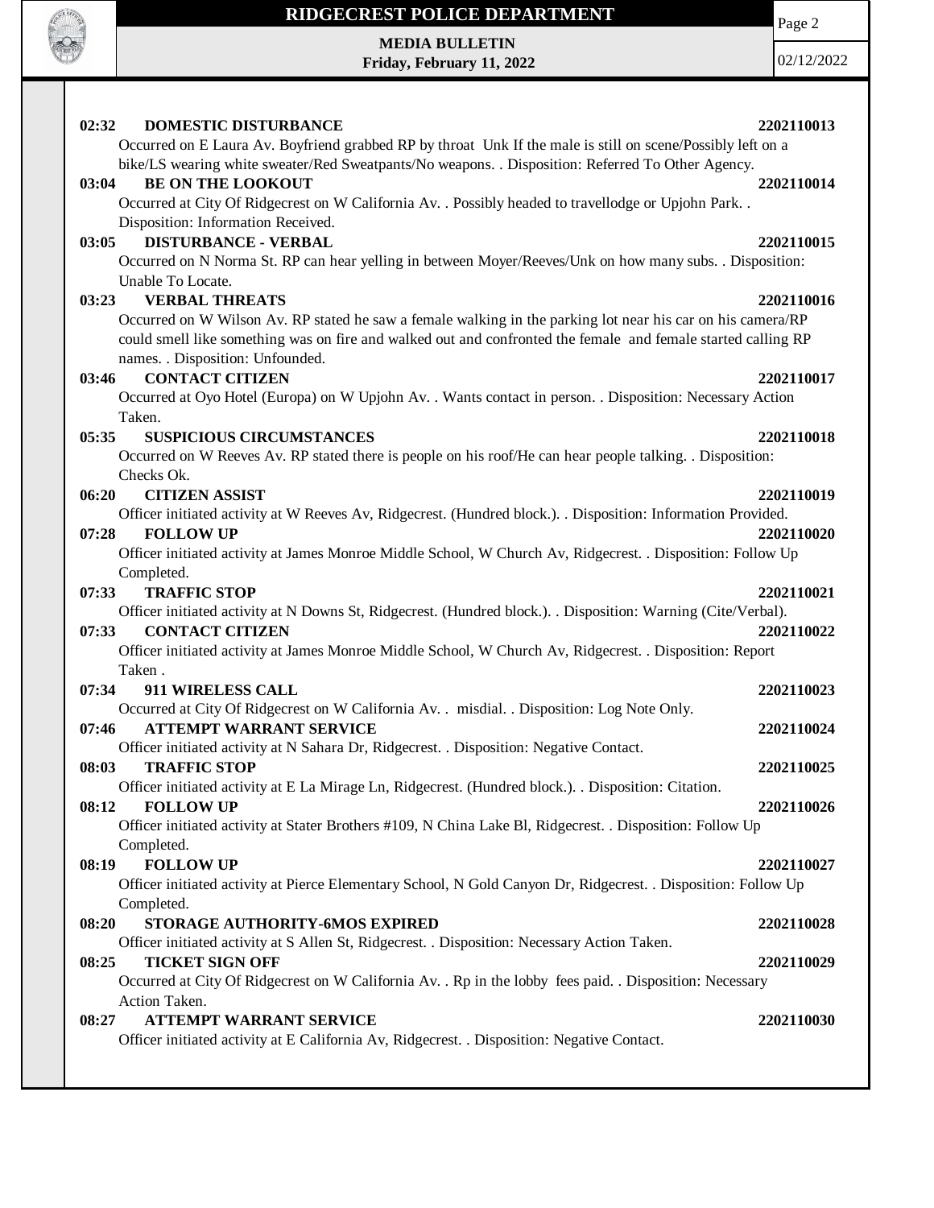**02:32 DOMESTIC DISTURBANCE** **2202110013**

Occurred on E Laura Av. Boyfriend grabbed RP by throat Unk If the male is still on scene/Possibly left on a bike/LS wearing white sweater/Red Sweatpants/No weapons. . Disposition: Referred To Other Agency.

**03:04 BE ON THE LOOKOUT** **2202110014**

Occurred at City Of Ridgecrest on W California Av. . Possibly headed to travellodge or Upjohn Park. . Disposition: Information Received.

**03:05 DISTURBANCE - VERBAL** **2202110015**

Occurred on N Norma St. RP can hear yelling in between Moyer/Reeves/Unk on how many subs. . Disposition: Unable To Locate.

**03:23 VERBAL THREATS** **2202110016**

Occurred on W Wilson Av. RP stated he saw a female walking in the parking lot near his car on his camera/RP could smell like something was on fire and walked out and confronted the female and female started calling RP names. . Disposition: Unfounded.

**03:46 CONTACT CITIZEN** **2202110017**

Occurred at Oyo Hotel (Europa) on W Upjohn Av. . Wants contact in person. . Disposition: Necessary Action Taken.

**05:35 SUSPICIOUS CIRCUMSTANCES** **2202110018**

Occurred on W Reeves Av. RP stated there is people on his roof/He can hear people talking. . Disposition: Checks Ok.

**06:20 CITIZEN ASSIST** **2202110019**

Officer initiated activity at W Reeves Av, Ridgecrest. (Hundred block.). . Disposition: Information Provided.

**07:28 FOLLOW UP** **2202110020**

Officer initiated activity at James Monroe Middle School, W Church Av, Ridgecrest. . Disposition: Follow Up Completed.

**07:33 TRAFFIC STOP** **2202110021**

Officer initiated activity at N Downs St, Ridgecrest. (Hundred block.). . Disposition: Warning (Cite/Verbal).

**07:33 CONTACT CITIZEN** **2202110022**

Officer initiated activity at James Monroe Middle School, W Church Av, Ridgecrest. . Disposition: Report Taken .

**07:34 911 WIRELESS CALL** **2202110023**

Occurred at City Of Ridgecrest on W California Av. . misdial. . Disposition: Log Note Only.

**07:46 ATTEMPT WARRANT SERVICE** **2202110024**

Officer initiated activity at N Sahara Dr, Ridgecrest. . Disposition: Negative Contact.

**08:03 TRAFFIC STOP** **2202110025**

Officer initiated activity at E La Mirage Ln, Ridgecrest. (Hundred block.). . Disposition: Citation.

**08:12 FOLLOW UP** **2202110026**

Officer initiated activity at Stater Brothers #109, N China Lake Bl, Ridgecrest. . Disposition: Follow Up Completed.

**08:19 FOLLOW UP** **2202110027**

Officer initiated activity at Pierce Elementary School, N Gold Canyon Dr, Ridgecrest. . Disposition: Follow Up Completed.

**08:20 STORAGE AUTHORITY-6MOS EXPIRED** **2202110028**

Officer initiated activity at S Allen St, Ridgecrest. . Disposition: Necessary Action Taken.

**08:25 TICKET SIGN OFF** **2202110029**

Occurred at City Of Ridgecrest on W California Av. . Rp in the lobby fees paid. . Disposition: Necessary Action Taken.

**08:27 ATTEMPT WARRANT SERVICE** **2202110030**

Officer initiated activity at E California Av, Ridgecrest. . Disposition: Negative Contact.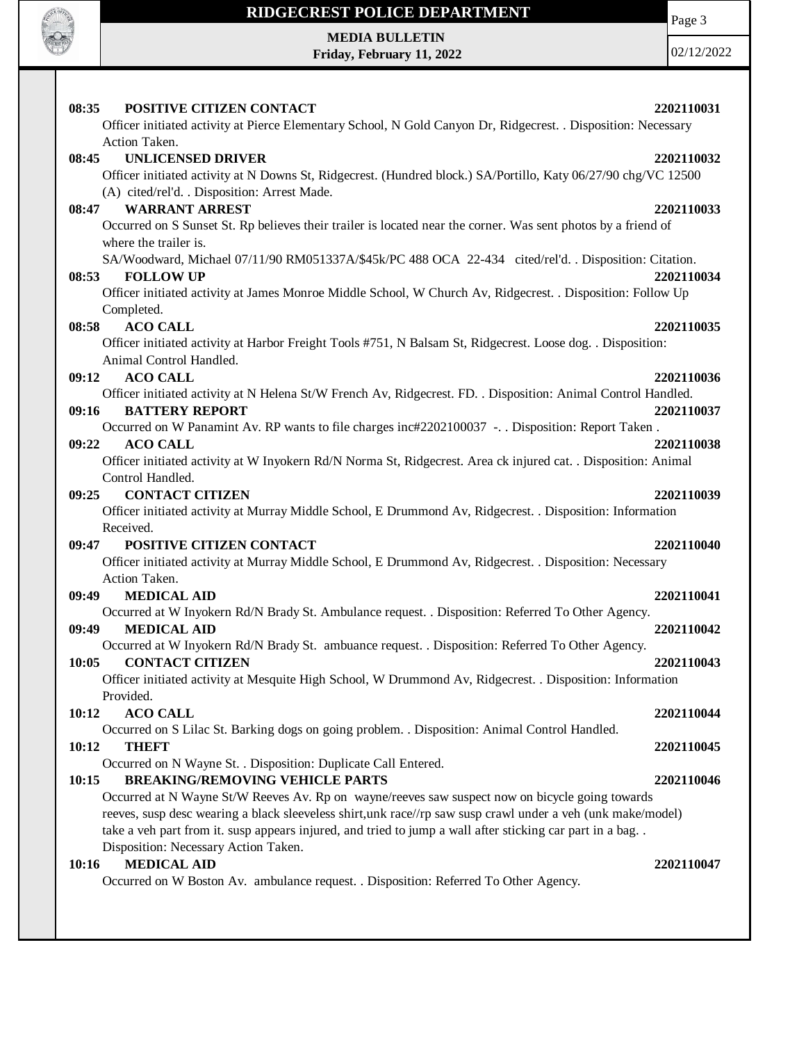**08:35 POSITIVE CITIZEN CONTACT 2202110031**

Officer initiated activity at Pierce Elementary School, N Gold Canyon Dr, Ridgecrest. . Disposition: Necessary Action Taken.

**08:45 UNLICENSED DRIVER 2202110032**

Officer initiated activity at N Downs St, Ridgecrest. (Hundred block.) SA/Portillo, Katy 06/27/90 chg/VC 12500 (A) cited/rel'd. . Disposition: Arrest Made.

**08:47 WARRANT ARREST 2202110033**

Occurred on S Sunset St. Rp believes their trailer is located near the corner. Was sent photos by a friend of where the trailer is.

SA/Woodward, Michael 07/11/90 RM051337A/$45k/PC 488 OCA 22-434 cited/rel'd. . Disposition: Citation.

**08:53 FOLLOW UP 2202110034**

Officer initiated activity at James Monroe Middle School, W Church Av, Ridgecrest. . Disposition: Follow Up Completed.

**08:58 ACO CALL 2202110035**

Officer initiated activity at Harbor Freight Tools #751, N Balsam St, Ridgecrest. Loose dog. . Disposition: Animal Control Handled.

**09:12 ACO CALL 2202110036**

Officer initiated activity at N Helena St/W French Av, Ridgecrest. FD. . Disposition: Animal Control Handled.

**09:16 BATTERY REPORT 2202110037**

Occurred on W Panamint Av. RP wants to file charges inc#2202100037 -. . Disposition: Report Taken .

**09:22 ACO CALL 2202110038**

Officer initiated activity at W Inyokern Rd/N Norma St, Ridgecrest. Area ck injured cat. . Disposition: Animal Control Handled.

**09:25 CONTACT CITIZEN 2202110039**

Officer initiated activity at Murray Middle School, E Drummond Av, Ridgecrest. . Disposition: Information Received.

**09:47 POSITIVE CITIZEN CONTACT 2202110040**

Officer initiated activity at Murray Middle School, E Drummond Av, Ridgecrest. . Disposition: Necessary Action Taken.

**09:49 MEDICAL AID 2202110041**

Occurred at W Inyokern Rd/N Brady St. Ambulance request. . Disposition: Referred To Other Agency.

**09:49 MEDICAL AID 2202110042**

Occurred at W Inyokern Rd/N Brady St. ambuance request. . Disposition: Referred To Other Agency.

**10:05 CONTACT CITIZEN 2202110043**

Officer initiated activity at Mesquite High School, W Drummond Av, Ridgecrest. . Disposition: Information Provided.

**10:12 ACO CALL 2202110044**

Occurred on S Lilac St. Barking dogs on going problem. . Disposition: Animal Control Handled.

**10:12 THEFT 2202110045**

Occurred on N Wayne St. . Disposition: Duplicate Call Entered.

**10:15 BREAKING/REMOVING VEHICLE PARTS 2202110046**

Occurred at N Wayne St/W Reeves Av. Rp on wayne/reeves saw suspect now on bicycle going towards reeves, susp desc wearing a black sleeveless shirt,unk race//rp saw susp crawl under a veh (unk make/model) take a veh part from it. susp appears injured, and tried to jump a wall after sticking car part in a bag. . Disposition: Necessary Action Taken.

**10:16 MEDICAL AID 2202110047**

Occurred on W Boston Av. ambulance request. . Disposition: Referred To Other Agency.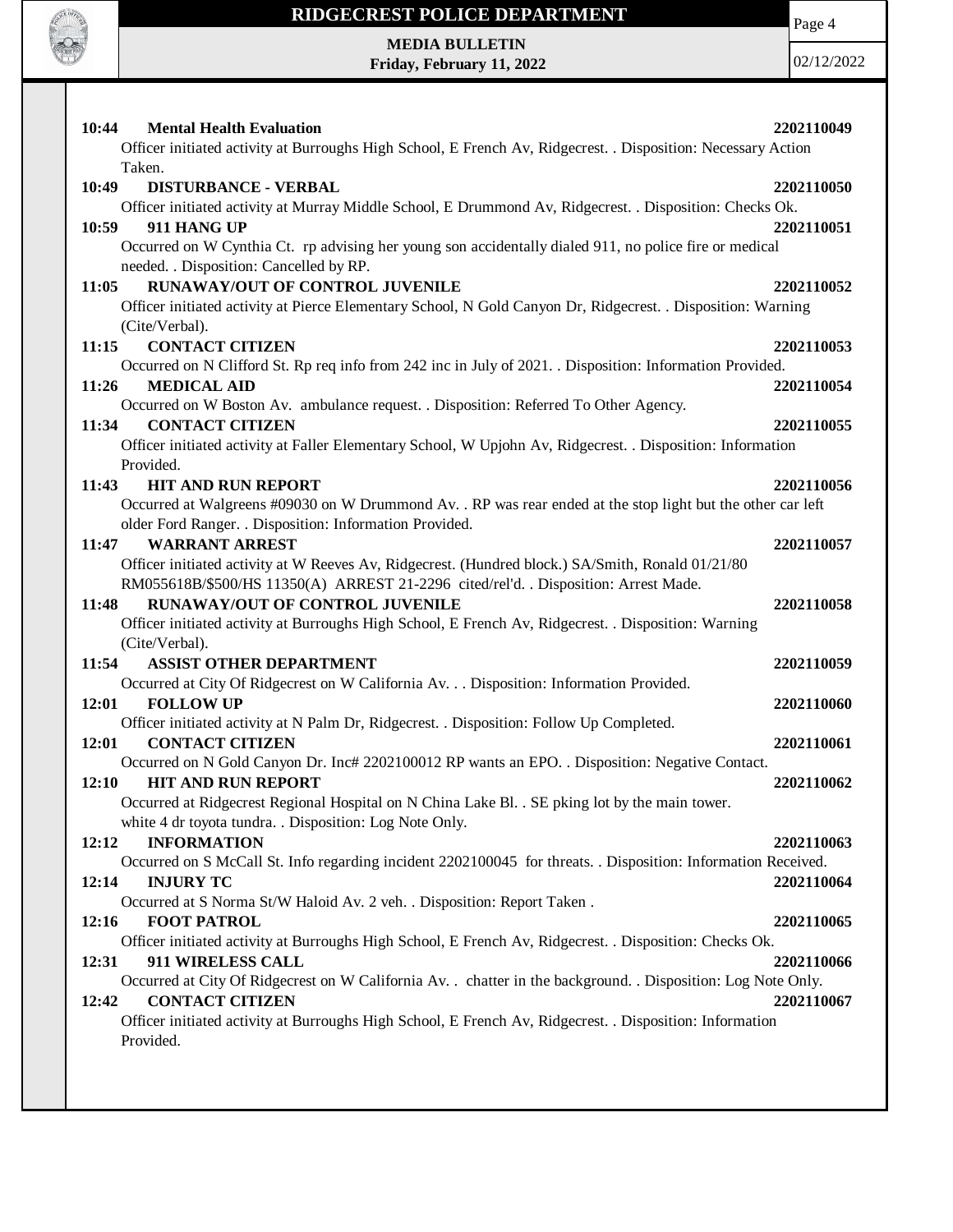**10:44 Mental Health Evaluation** **2202110049**
Officer initiated activity at Burroughs High School, E French Av, Ridgecrest. . Disposition: Necessary Action Taken.

**10:49 DISTURBANCE - VERBAL** **2202110050**
Officer initiated activity at Murray Middle School, E Drummond Av, Ridgecrest. . Disposition: Checks Ok.

**10:59 911 HANG UP** **2202110051**
Occurred on W Cynthia Ct. rp advising her young son accidentally dialed 911, no police fire or medical needed. . Disposition: Cancelled by RP.

**11:05 RUNAWAY/OUT OF CONTROL JUVENILE** **2202110052**
Officer initiated activity at Pierce Elementary School, N Gold Canyon Dr, Ridgecrest. . Disposition: Warning (Cite/Verbal).

**11:15 CONTACT CITIZEN** **2202110053**
Occurred on N Clifford St. Rp req info from 242 inc in July of 2021. . Disposition: Information Provided.

**11:26 MEDICAL AID** **2202110054**
Occurred on W Boston Av. ambulance request. . Disposition: Referred To Other Agency.

**11:34 CONTACT CITIZEN** **2202110055**
Officer initiated activity at Faller Elementary School, W Upjohn Av, Ridgecrest. . Disposition: Information Provided.

**11:43 HIT AND RUN REPORT** **2202110056**
Occurred at Walgreens #09030 on W Drummond Av. . RP was rear ended at the stop light but the other car left older Ford Ranger. . Disposition: Information Provided.

**11:47 WARRANT ARREST** **2202110057**
Officer initiated activity at W Reeves Av, Ridgecrest. (Hundred block.) SA/Smith, Ronald 01/21/80 RM055618B/$500/HS 11350(A) ARREST 21-2296 cited/rel'd. . Disposition: Arrest Made.

**11:48 RUNAWAY/OUT OF CONTROL JUVENILE** **2202110058**
Officer initiated activity at Burroughs High School, E French Av, Ridgecrest. . Disposition: Warning (Cite/Verbal).

**11:54 ASSIST OTHER DEPARTMENT** **2202110059**
Occurred at City Of Ridgecrest on W California Av. . . Disposition: Information Provided.

**12:01 FOLLOW UP** **2202110060**
Officer initiated activity at N Palm Dr, Ridgecrest. . Disposition: Follow Up Completed.

**12:01 CONTACT CITIZEN** **2202110061**
Occurred on N Gold Canyon Dr. Inc# 2202100012 RP wants an EPO. . Disposition: Negative Contact.

**12:10 HIT AND RUN REPORT** **2202110062**
Occurred at Ridgecrest Regional Hospital on N China Lake Bl. . SE pking lot by the main tower. white 4 dr toyota tundra. . Disposition: Log Note Only.

**12:12 INFORMATION** **2202110063**
Occurred on S McCall St. Info regarding incident 2202100045 for threats. . Disposition: Information Received.

**12:14 INJURY TC** **2202110064**
Occurred at S Norma St/W Haloid Av. 2 veh. . Disposition: Report Taken .

**12:16 FOOT PATROL** **2202110065**
Officer initiated activity at Burroughs High School, E French Av, Ridgecrest. . Disposition: Checks Ok.

**12:31 911 WIRELESS CALL** **2202110066**
Occurred at City Of Ridgecrest on W California Av. . chatter in the background. . Disposition: Log Note Only.

**12:42 CONTACT CITIZEN** **2202110067**
Officer initiated activity at Burroughs High School, E French Av, Ridgecrest. . Disposition: Information Provided.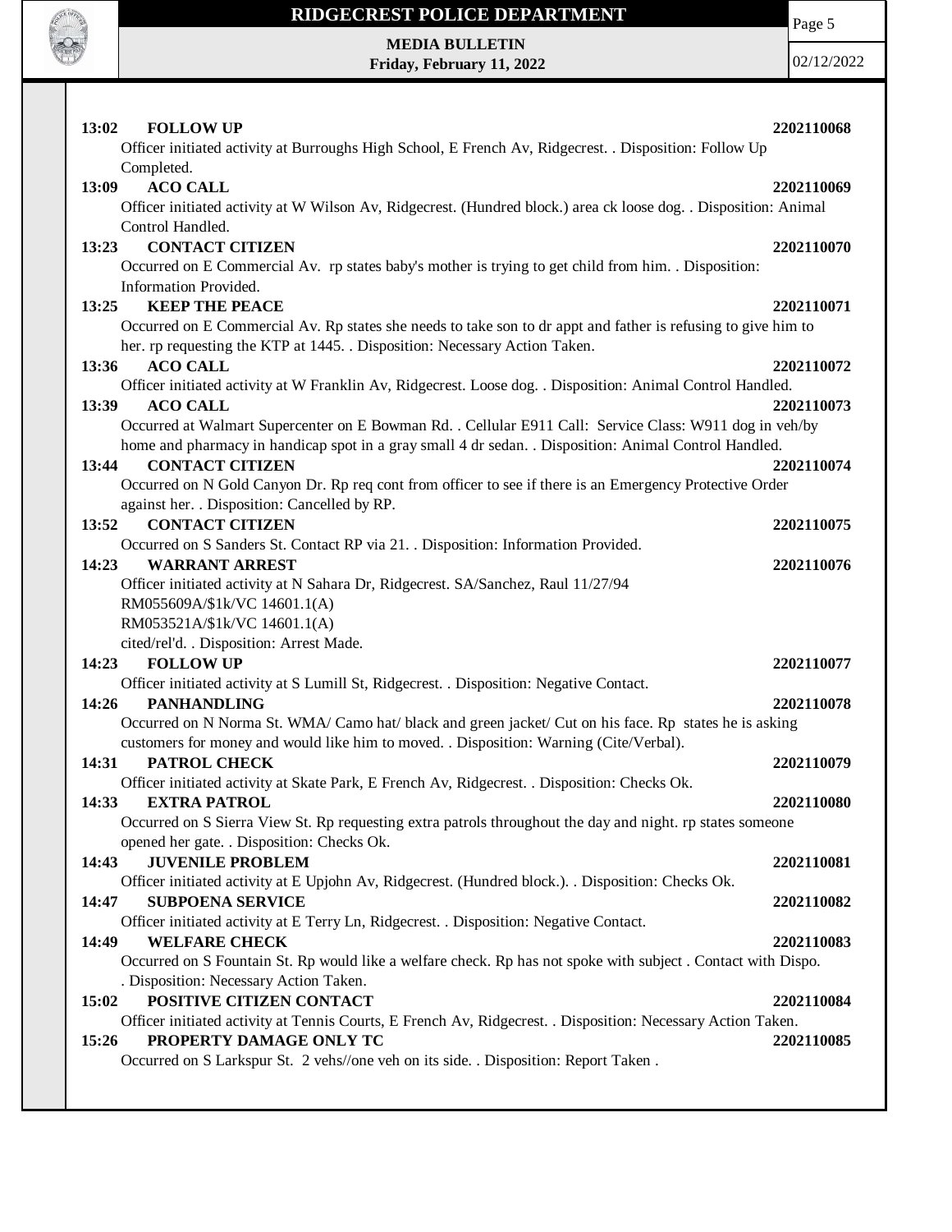**13:02 FOLLOW UP** 2202110068

Officer initiated activity at Burroughs High School, E French Av, Ridgecrest. . Disposition: Follow Up Completed.

**13:09 ACO CALL** 2202110069

Officer initiated activity at W Wilson Av, Ridgecrest. (Hundred block.) area ck loose dog. . Disposition: Animal Control Handled.

**13:23 CONTACT CITIZEN** 2202110070

Occurred on E Commercial Av. rp states baby's mother is trying to get child from him. . Disposition: Information Provided.

**13:25 KEEP THE PEACE** 2202110071

Occurred on E Commercial Av. Rp states she needs to take son to dr appt and father is refusing to give him to her. rp requesting the KTP at 1445. . Disposition: Necessary Action Taken.

**13:36 ACO CALL** 2202110072

Officer initiated activity at W Franklin Av, Ridgecrest. Loose dog. . Disposition: Animal Control Handled.

**13:39 ACO CALL** 2202110073

Occurred at Walmart Supercenter on E Bowman Rd. . Cellular E911 Call: Service Class: W911 dog in veh/by home and pharmacy in handicap spot in a gray small 4 dr sedan. . Disposition: Animal Control Handled.

**13:44 CONTACT CITIZEN** 2202110074

Occurred on N Gold Canyon Dr. Rp req cont from officer to see if there is an Emergency Protective Order against her. . Disposition: Cancelled by RP.

**13:52 CONTACT CITIZEN** 2202110075

Occurred on S Sanders St. Contact RP via 21. . Disposition: Information Provided.

**14:23 WARRANT ARREST** 2202110076

Officer initiated activity at N Sahara Dr, Ridgecrest. SA/Sanchez, Raul 11/27/94
RM055609A/$1k/VC 14601.1(A)
RM053521A/$1k/VC 14601.1(A)
cited/rel'd. . Disposition: Arrest Made.

**14:23 FOLLOW UP** 2202110077

Officer initiated activity at S Lumill St, Ridgecrest. . Disposition: Negative Contact.

**14:26 PANHANDLING** 2202110078

Occurred on N Norma St. WMA/ Camo hat/ black and green jacket/ Cut on his face. Rp states he is asking customers for money and would like him to moved. . Disposition: Warning (Cite/Verbal).

**14:31 PATROL CHECK** 2202110079

Officer initiated activity at Skate Park, E French Av, Ridgecrest. . Disposition: Checks Ok.

**14:33 EXTRA PATROL** 2202110080

Occurred on S Sierra View St. Rp requesting extra patrols throughout the day and night. rp states someone opened her gate. . Disposition: Checks Ok.

**14:43 JUVENILE PROBLEM** 2202110081

Officer initiated activity at E Upjohn Av, Ridgecrest. (Hundred block.). . Disposition: Checks Ok.

**14:47 SUBPOENA SERVICE** 2202110082

Officer initiated activity at E Terry Ln, Ridgecrest. . Disposition: Negative Contact.

**14:49 WELFARE CHECK** 2202110083

Occurred on S Fountain St. Rp would like a welfare check. Rp has not spoke with subject . Contact with Dispo. . Disposition: Necessary Action Taken.

**15:02 POSITIVE CITIZEN CONTACT** 2202110084

Officer initiated activity at Tennis Courts, E French Av, Ridgecrest. . Disposition: Necessary Action Taken.

**15:26 PROPERTY DAMAGE ONLY TC** 2202110085

Occurred on S Larkspur St. 2 vehs//one veh on its side. . Disposition: Report Taken .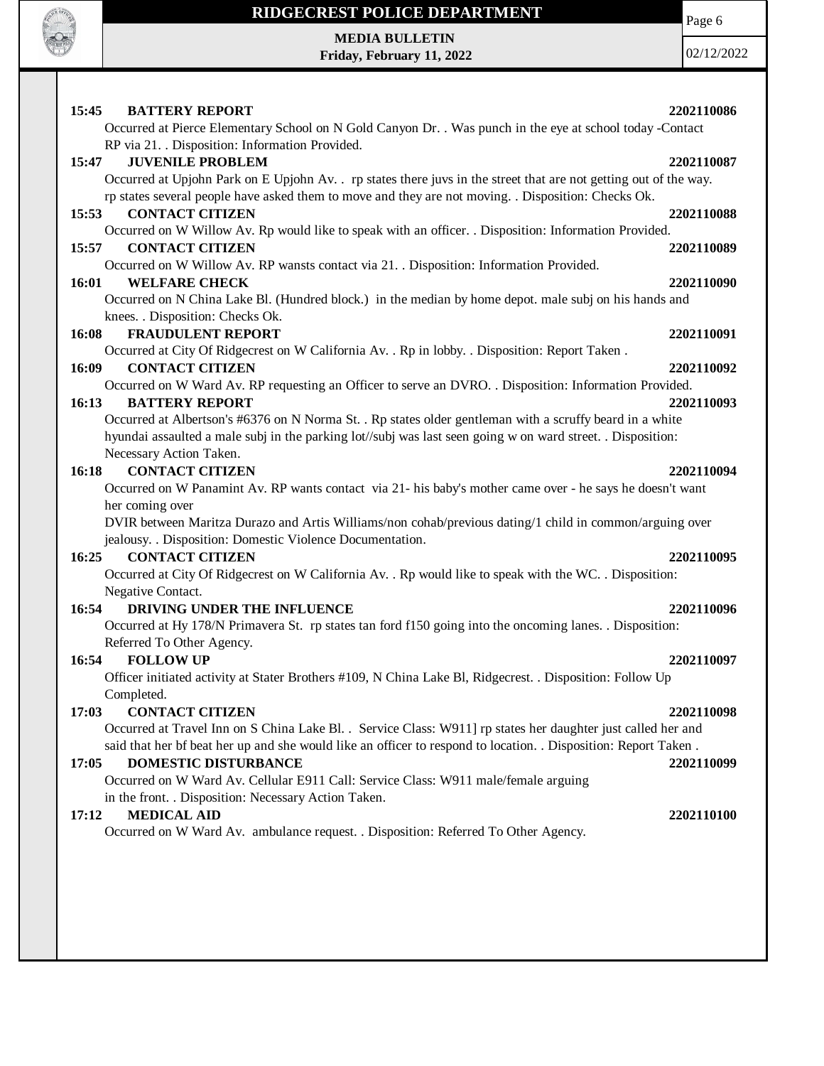**15:45 BATTERY REPORT 2202110086**

Occurred at Pierce Elementary School on N Gold Canyon Dr. . Was punch in the eye at school today -Contact RP via 21. . Disposition: Information Provided.

**15:47 JUVENILE PROBLEM 2202110087**

Occurred at Upjohn Park on E Upjohn Av. . rp states there juvs in the street that are not getting out of the way. rp states several people have asked them to move and they are not moving. . Disposition: Checks Ok.

**15:53 CONTACT CITIZEN 2202110088**

Occurred on W Willow Av. Rp would like to speak with an officer. . Disposition: Information Provided.

**15:57 CONTACT CITIZEN 2202110089**

Occurred on W Willow Av. RP wansts contact via 21. . Disposition: Information Provided.

**16:01 WELFARE CHECK 2202110090**

Occurred on N China Lake Bl. (Hundred block.) in the median by home depot. male subj on his hands and knees. . Disposition: Checks Ok.

**16:08 FRAUDULENT REPORT 2202110091**

Occurred at City Of Ridgecrest on W California Av. . Rp in lobby. . Disposition: Report Taken .

**16:09 CONTACT CITIZEN 2202110092**

Occurred on W Ward Av. RP requesting an Officer to serve an DVRO. . Disposition: Information Provided.

**16:13 BATTERY REPORT 2202110093**

Occurred at Albertson's #6376 on N Norma St. . Rp states older gentleman with a scruffy beard in a white hyundai assaulted a male subj in the parking lot//subj was last seen going w on ward street. . Disposition: Necessary Action Taken.

**16:18 CONTACT CITIZEN 2202110094**

Occurred on W Panamint Av. RP wants contact via 21- his baby's mother came over - he says he doesn't want her coming over

DVIR between Maritza Durazo and Artis Williams/non cohab/previous dating/1 child in common/arguing over jealousy. . Disposition: Domestic Violence Documentation.

**16:25 CONTACT CITIZEN 2202110095**

Occurred at City Of Ridgecrest on W California Av. . Rp would like to speak with the WC. . Disposition: Negative Contact.

**16:54 DRIVING UNDER THE INFLUENCE 2202110096**

Occurred at Hy 178/N Primavera St. rp states tan ford f150 going into the oncoming lanes. . Disposition: Referred To Other Agency.

**16:54 FOLLOW UP 2202110097**

Officer initiated activity at Stater Brothers #109, N China Lake Bl, Ridgecrest. . Disposition: Follow Up Completed.

**17:03 CONTACT CITIZEN 2202110098**

Occurred at Travel Inn on S China Lake Bl. . Service Class: W911] rp states her daughter just called her and said that her bf beat her up and she would like an officer to respond to location. . Disposition: Report Taken .

**17:05 DOMESTIC DISTURBANCE 2202110099**

Occurred on W Ward Av. Cellular E911 Call: Service Class: W911 male/female arguing in the front. . Disposition: Necessary Action Taken.

**17:12 MEDICAL AID 2202110100**

Occurred on W Ward Av. ambulance request. . Disposition: Referred To Other Agency.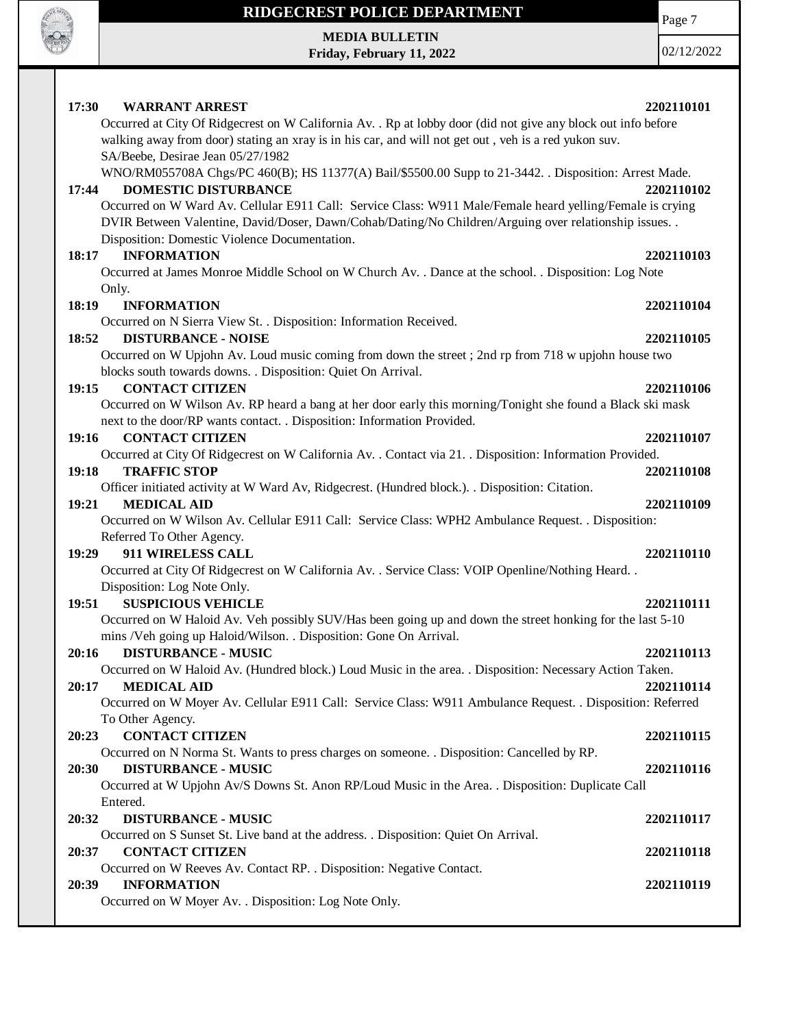**17:30 WARRANT ARREST 2202110101**

Occurred at City Of Ridgecrest on W California Av. . Rp at lobby door (did not give any block out info before walking away from door) stating an xray is in his car, and will not get out , veh is a red yukon suv. SA/Beebe, Desirae Jean 05/27/1982

WNO/RM055708A Chgs/PC 460(B); HS 11377(A) Bail/$5500.00 Supp to 21-3442. . Disposition: Arrest Made.

**17:44 DOMESTIC DISTURBANCE 2202110102**

Occurred on W Ward Av. Cellular E911 Call: Service Class: W911 Male/Female heard yelling/Female is crying DVIR Between Valentine, David/Doser, Dawn/Cohab/Dating/No Children/Arguing over relationship issues. . Disposition: Domestic Violence Documentation.

**18:17 INFORMATION 2202110103**

Occurred at James Monroe Middle School on W Church Av. . Dance at the school. . Disposition: Log Note Only.

**18:19 INFORMATION 2202110104**

Occurred on N Sierra View St. . Disposition: Information Received.

**18:52 DISTURBANCE - NOISE 2202110105**

Occurred on W Upjohn Av. Loud music coming from down the street ; 2nd rp from 718 w upjohn house two blocks south towards downs. . Disposition: Quiet On Arrival.

**19:15 CONTACT CITIZEN 2202110106**

Occurred on W Wilson Av. RP heard a bang at her door early this morning/Tonight she found a Black ski mask next to the door/RP wants contact. . Disposition: Information Provided.

**19:16 CONTACT CITIZEN 2202110107**

Occurred at City Of Ridgecrest on W California Av. . Contact via 21. . Disposition: Information Provided.

**19:18 TRAFFIC STOP 2202110108**

Officer initiated activity at W Ward Av, Ridgecrest. (Hundred block.). . Disposition: Citation.

**19:21 MEDICAL AID 2202110109**

Occurred on W Wilson Av. Cellular E911 Call: Service Class: WPH2 Ambulance Request. . Disposition: Referred To Other Agency.

**19:29 911 WIRELESS CALL 2202110110**

Occurred at City Of Ridgecrest on W California Av. . Service Class: VOIP Openline/Nothing Heard. . Disposition: Log Note Only.

**19:51 SUSPICIOUS VEHICLE 2202110111**

Occurred on W Haloid Av. Veh possibly SUV/Has been going up and down the street honking for the last 5-10 mins /Veh going up Haloid/Wilson. . Disposition: Gone On Arrival.

**20:16 DISTURBANCE - MUSIC 2202110113**

Occurred on W Haloid Av. (Hundred block.) Loud Music in the area. . Disposition: Necessary Action Taken.

**20:17 MEDICAL AID 2202110114**

Occurred on W Moyer Av. Cellular E911 Call: Service Class: W911 Ambulance Request. . Disposition: Referred To Other Agency.

**20:23 CONTACT CITIZEN 2202110115**

Occurred on N Norma St. Wants to press charges on someone. . Disposition: Cancelled by RP.

**20:30 DISTURBANCE - MUSIC 2202110116**

Occurred at W Upjohn Av/S Downs St. Anon RP/Loud Music in the Area. . Disposition: Duplicate Call Entered.

**20:32 DISTURBANCE - MUSIC 2202110117**

Occurred on S Sunset St. Live band at the address. . Disposition: Quiet On Arrival.

**20:37 CONTACT CITIZEN 2202110118**

Occurred on W Reeves Av. Contact RP. . Disposition: Negative Contact.

**20:39 INFORMATION 2202110119**

Occurred on W Moyer Av. . Disposition: Log Note Only.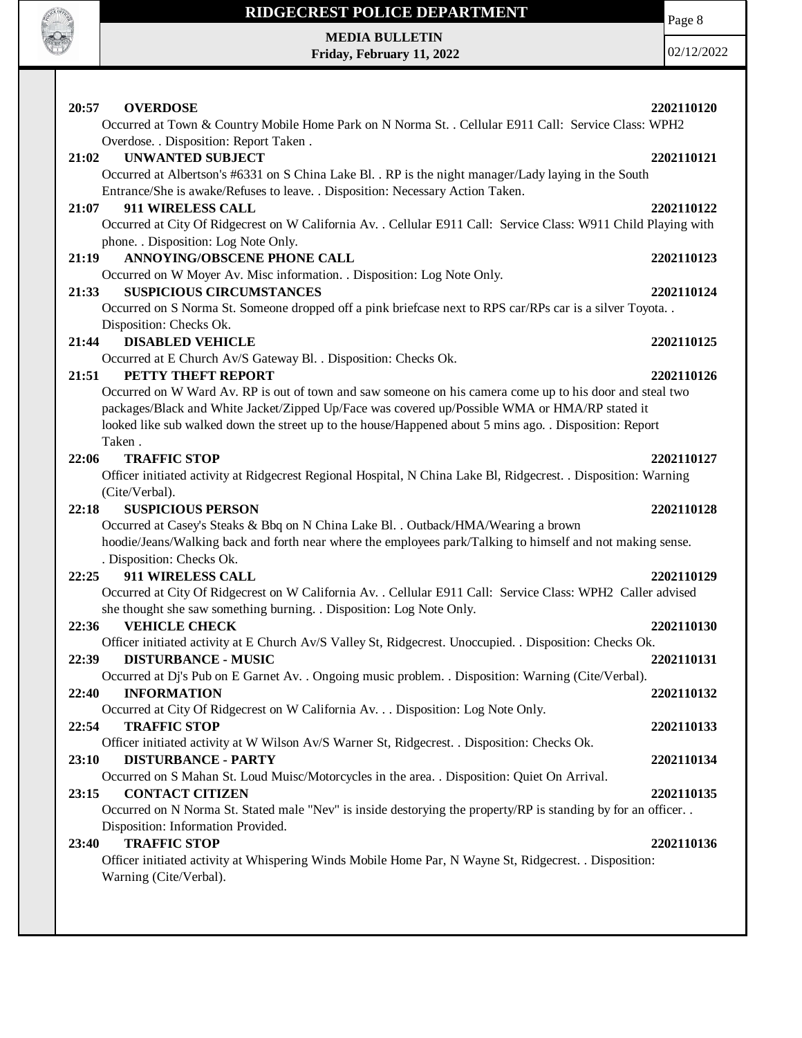**20:57 OVERDOSE** **2202110120**

Occurred at Town & Country Mobile Home Park on N Norma St. . Cellular E911 Call: Service Class: WPH2 Overdose. . Disposition: Report Taken .

**21:02 UNWANTED SUBJECT** **2202110121**

Occurred at Albertson's #6331 on S China Lake Bl. . RP is the night manager/Lady laying in the South Entrance/She is awake/Refuses to leave. . Disposition: Necessary Action Taken.

**21:07 911 WIRELESS CALL** **2202110122**

Occurred at City Of Ridgecrest on W California Av. . Cellular E911 Call: Service Class: W911 Child Playing with phone. . Disposition: Log Note Only.

**21:19 ANNOYING/OBSCENE PHONE CALL** **2202110123**

Occurred on W Moyer Av. Misc information. . Disposition: Log Note Only.

**21:33 SUSPICIOUS CIRCUMSTANCES** **2202110124**

Occurred on S Norma St. Someone dropped off a pink briefcase next to RPS car/RPs car is a silver Toyota. . Disposition: Checks Ok.

**21:44 DISABLED VEHICLE** **2202110125**

Occurred at E Church Av/S Gateway Bl. . Disposition: Checks Ok.

**21:51 PETTY THEFT REPORT** **2202110126**

Occurred on W Ward Av. RP is out of town and saw someone on his camera come up to his door and steal two packages/Black and White Jacket/Zipped Up/Face was covered up/Possible WMA or HMA/RP stated it looked like sub walked down the street up to the house/Happened about 5 mins ago. . Disposition: Report Taken .

**22:06 TRAFFIC STOP** **2202110127**

Officer initiated activity at Ridgecrest Regional Hospital, N China Lake Bl, Ridgecrest. . Disposition: Warning (Cite/Verbal).

**22:18 SUSPICIOUS PERSON** **2202110128**

Occurred at Casey's Steaks & Bbq on N China Lake Bl. . Outback/HMA/Wearing a brown hoodie/Jeans/Walking back and forth near where the employees park/Talking to himself and not making sense. . Disposition: Checks Ok.

**22:25 911 WIRELESS CALL** **2202110129**

Occurred at City Of Ridgecrest on W California Av. . Cellular E911 Call: Service Class: WPH2 Caller advised she thought she saw something burning. . Disposition: Log Note Only.

**22:36 VEHICLE CHECK** **2202110130**

Officer initiated activity at E Church Av/S Valley St, Ridgecrest. Unoccupied. . Disposition: Checks Ok.

**22:39 DISTURBANCE - MUSIC** **2202110131**

Occurred at Dj's Pub on E Garnet Av. . Ongoing music problem. . Disposition: Warning (Cite/Verbal).

**22:40 INFORMATION** **2202110132**

Occurred at City Of Ridgecrest on W California Av. . . Disposition: Log Note Only.

**22:54 TRAFFIC STOP** **2202110133**

Officer initiated activity at W Wilson Av/S Warner St, Ridgecrest. . Disposition: Checks Ok.

**23:10 DISTURBANCE - PARTY** **2202110134**

Occurred on S Mahan St. Loud Muisc/Motorcycles in the area. . Disposition: Quiet On Arrival.

**23:15 CONTACT CITIZEN** **2202110135**

Occurred on N Norma St. Stated male "Nev" is inside destorying the property/RP is standing by for an officer. . Disposition: Information Provided.

**23:40 TRAFFIC STOP** **2202110136**

Officer initiated activity at Whispering Winds Mobile Home Par, N Wayne St, Ridgecrest. . Disposition: Warning (Cite/Verbal).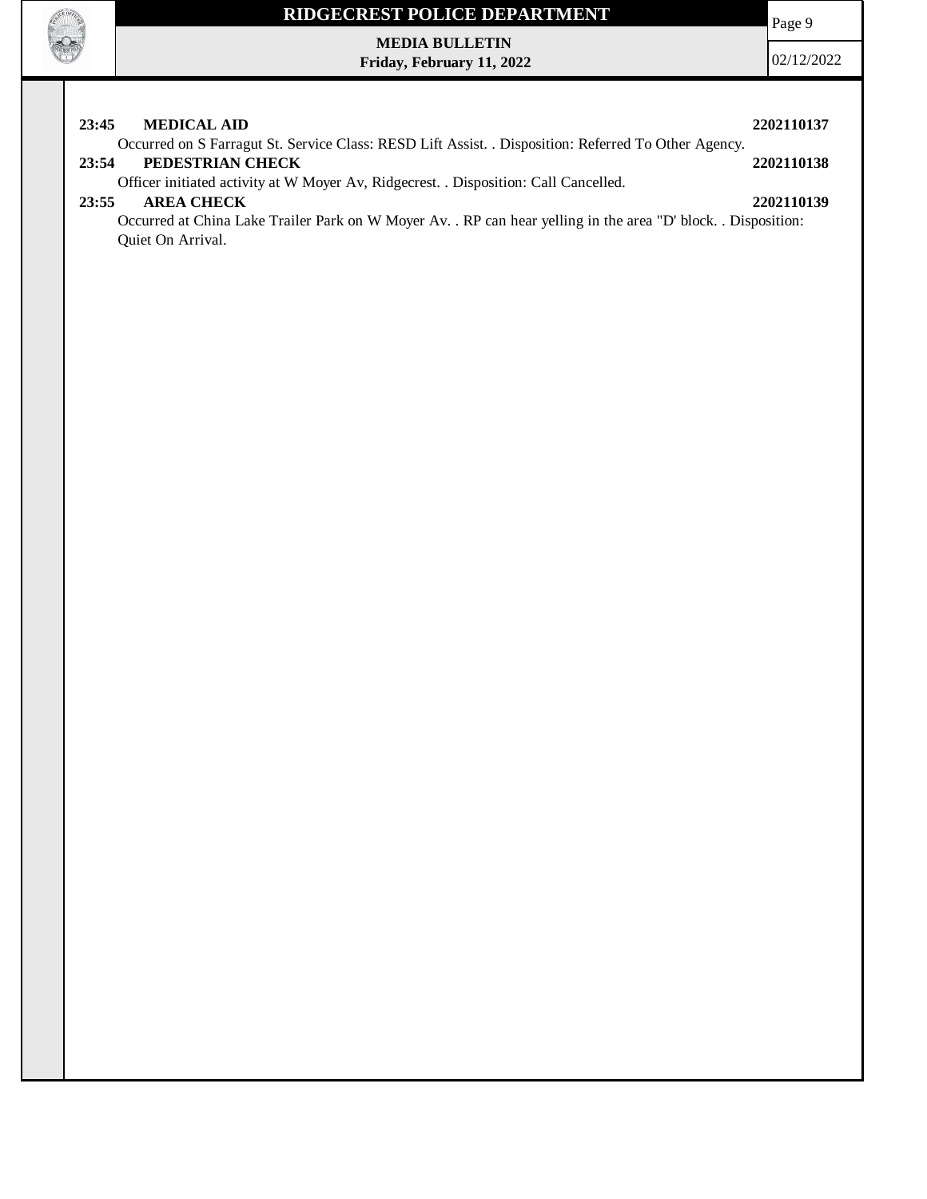**23:45 MEDICAL AID** **2202110137**

Occurred on S Farragut St. Service Class: RESD Lift Assist. . Disposition: Referred To Other Agency.

**23:54 PEDESTRIAN CHECK** **2202110138**

Officer initiated activity at W Moyer Av, Ridgecrest. . Disposition: Call Cancelled.

**23:55 AREA CHECK** **2202110139**

Occurred at China Lake Trailer Park on W Moyer Av. . RP can hear yelling in the area "D' block. . Disposition: Quiet On Arrival.